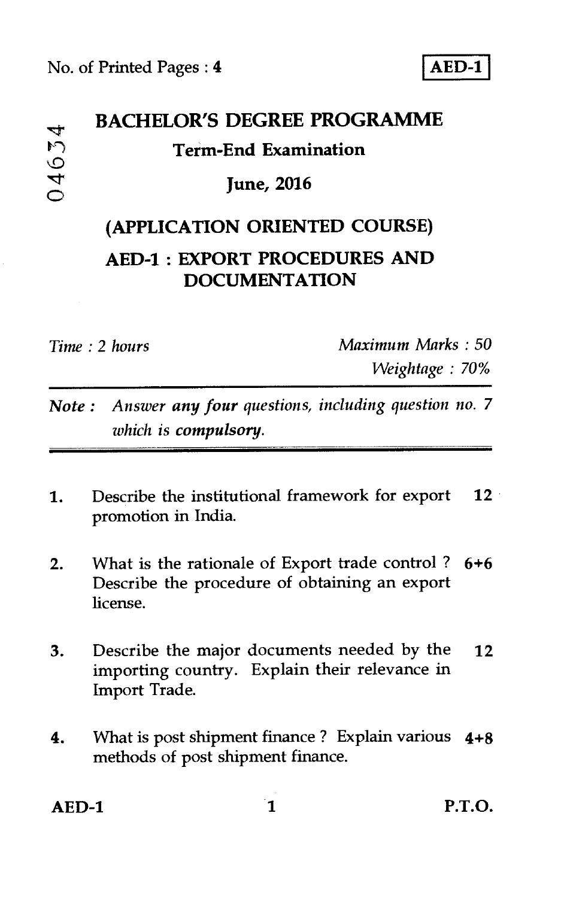No. of Printed Pages : 4

**AED-1**

04634

# BACHELOR'S DEGREE PROGRAMME

## Term-End Examination

## June, 2016

## (APPLICATION ORIENTED COURSE)

## AED-1 : EXPORT PROCEDURES AND DOCUMENTATION

*Time : 2 hours* | *Maximum Marks : 50*

*Weightage : 70%*

---

***Note :*** *Answer* ***any four*** *questions, including question no. 7 which is* ***compulsory.***

---

1. Describe the institutional framework for export promotion in India. **12**

2. What is the rationale of Export trade control ? Describe the procedure of obtaining an export license. **6+6**

3. Describe the major documents needed by the importing country. Explain their relevance in Import Trade. **12**

4. What is post shipment finance ? Explain various methods of post shipment finance. **4+8**

**AED-1** **P.T.O.**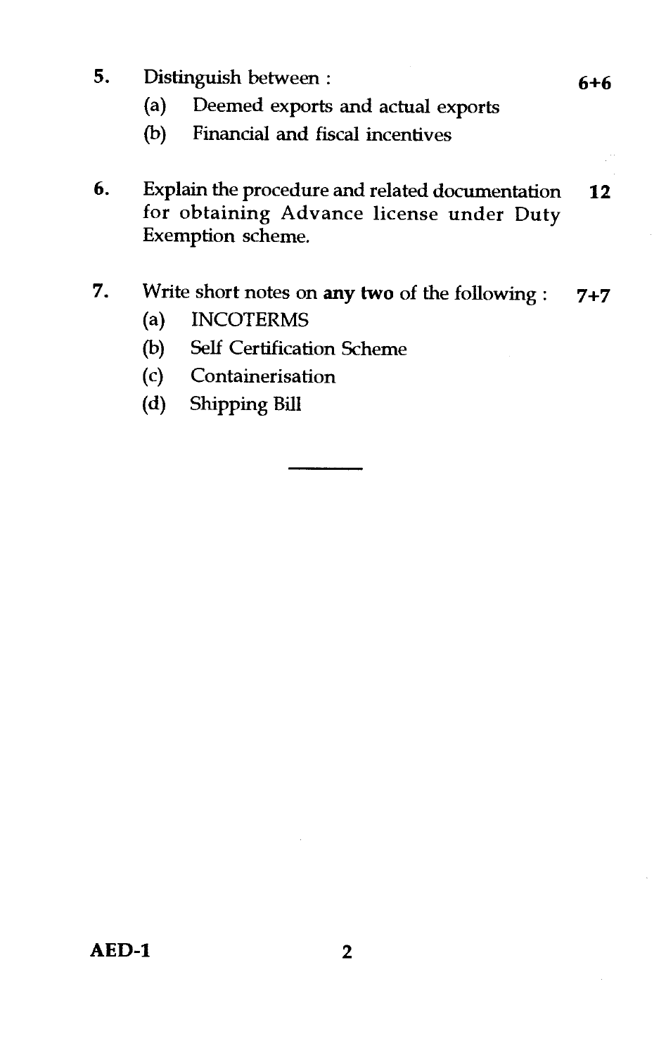5. Distinguish between : **6+6**
   (a) Deemed exports and actual exports
   (b) Financial and fiscal incentives

6. Explain the procedure and related documentation for obtaining Advance license under Duty Exemption scheme. **12**

7. Write short notes on **any two** of the following : **7+7**
   (a) INCOTERMS
   (b) Self Certification Scheme
   (c) Containerisation
   (d) Shipping Bill

AED-1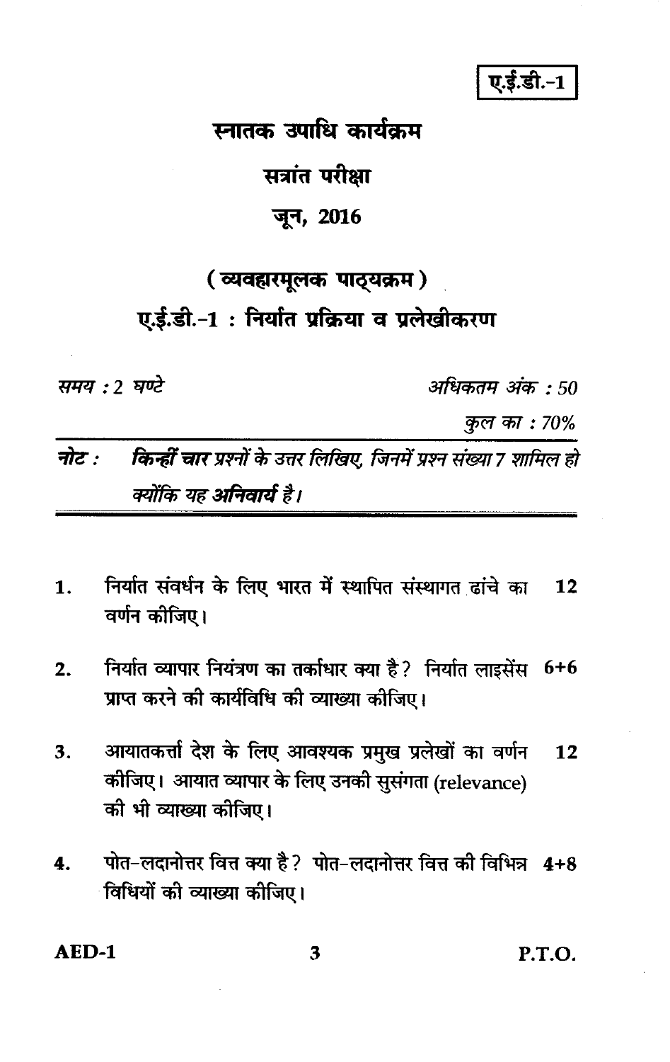एई.डी.-1

# स्नातक उपाधि कार्यक्रम

## सत्रांत परीक्षा

## जून, 2016

## ( व्यवहारमूलक पाठ्यक्रम )

## एई.डी.-1 : निर्यात प्रक्रिया व प्रलेखीकरण

*समय : 2 घण्टे* *अधिकतम अंक : 50*

*कुल का : 70%*

**नोट :** ***किन्हीं चार** प्रश्नों के उत्तर लिखिए, जिनमें प्रश्न संख्या 7 शामिल हो क्योंकि यह **अनिवार्य** है।*

---

1. निर्यात संवर्धन के लिए भारत में स्थापित संस्थागत ढांचे का वर्णन कीजिए। **12**

2. निर्यात व्यापार नियंत्रण का तर्काधार क्या है? निर्यात लाइसेंस प्राप्त करने की कार्यविधि की व्याख्या कीजिए। **6+6**

3. आयातकर्त्ता देश के लिए आवश्यक प्रमुख प्रलेखों का वर्णन कीजिए। आयात व्यापार के लिए उनकी सुसंगता (relevance) की भी व्याख्या कीजिए। **12**

4. पोत-लदानोत्तर वित्त क्या है? पोत-लदानोत्तर वित्त की विभिन्न विधियों की व्याख्या कीजिए। **4+8**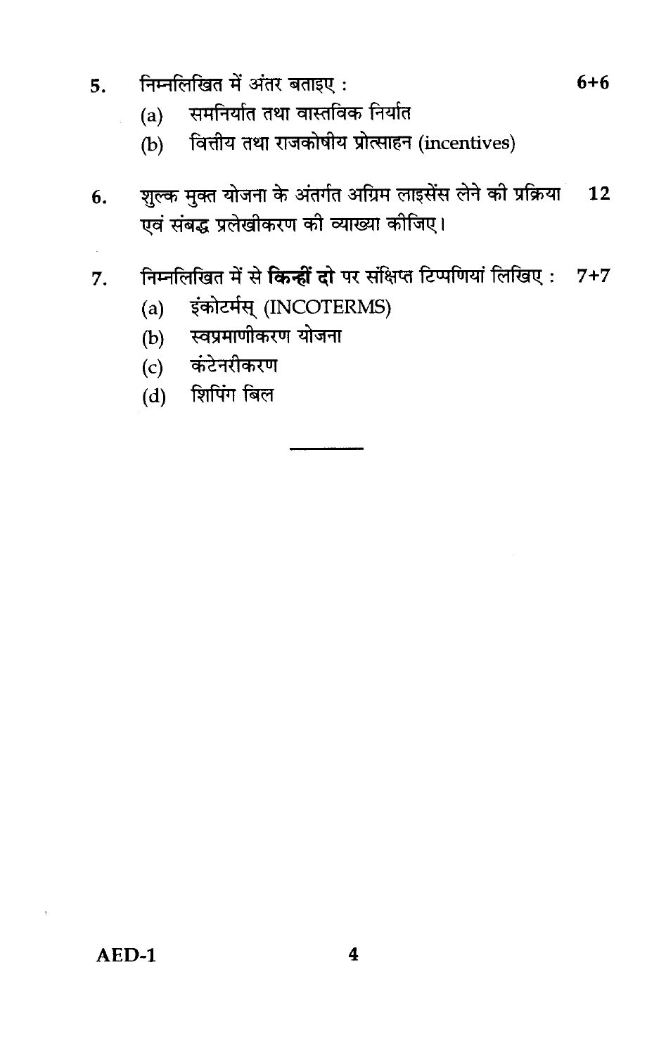5. निम्नलिखित में अंतर बताइए : 6+6

   (a) समनिर्यात तथा वास्तविक निर्यात

   (b) वित्तीय तथा राजकोषीय प्रोत्साहन (incentives)

6. शुल्क मुक्त योजना के अंतर्गत अग्रिम लाइसेंस लेने की प्रक्रिया एवं संबद्ध प्रलेखीकरण की व्याख्या कीजिए। 12

7. निम्नलिखित में से **किन्हीं दो** पर संक्षिप्त टिप्पणियां लिखिए : 7+7

   (a) इंकोटर्मस् (INCOTERMS)

   (b) स्वप्रमाणीकरण योजना

   (c) कंटेनरीकरण

   (d) शिपिंग बिल

---

AED-1